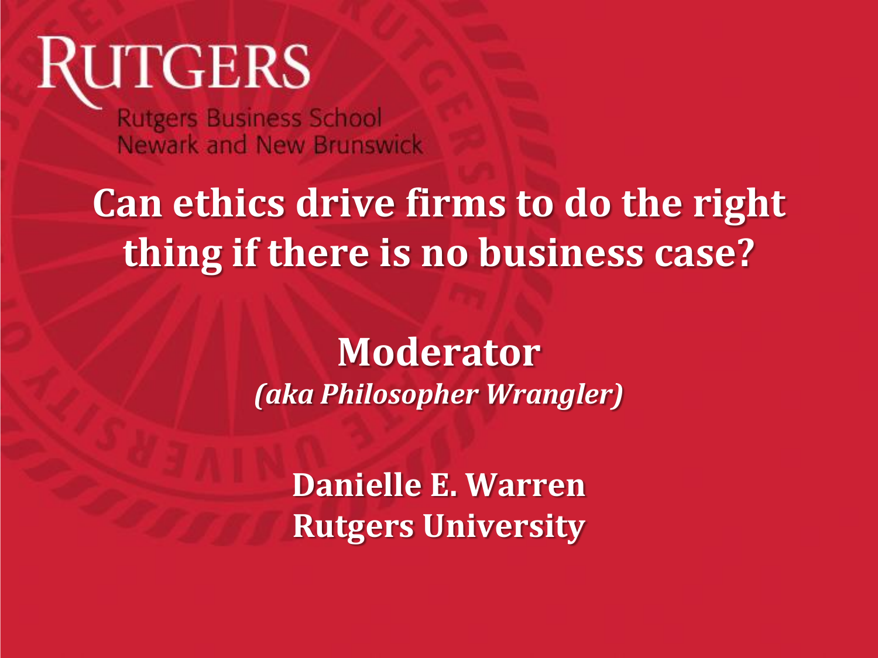RUTGERS

Rutgers Business School
Newark and New Brunswick

# Can ethics drive firms to do the right thing if there is no business case?

## Moderator

*(aka Philosopher Wrangler)*

**Danielle E. Warren**
**Rutgers University**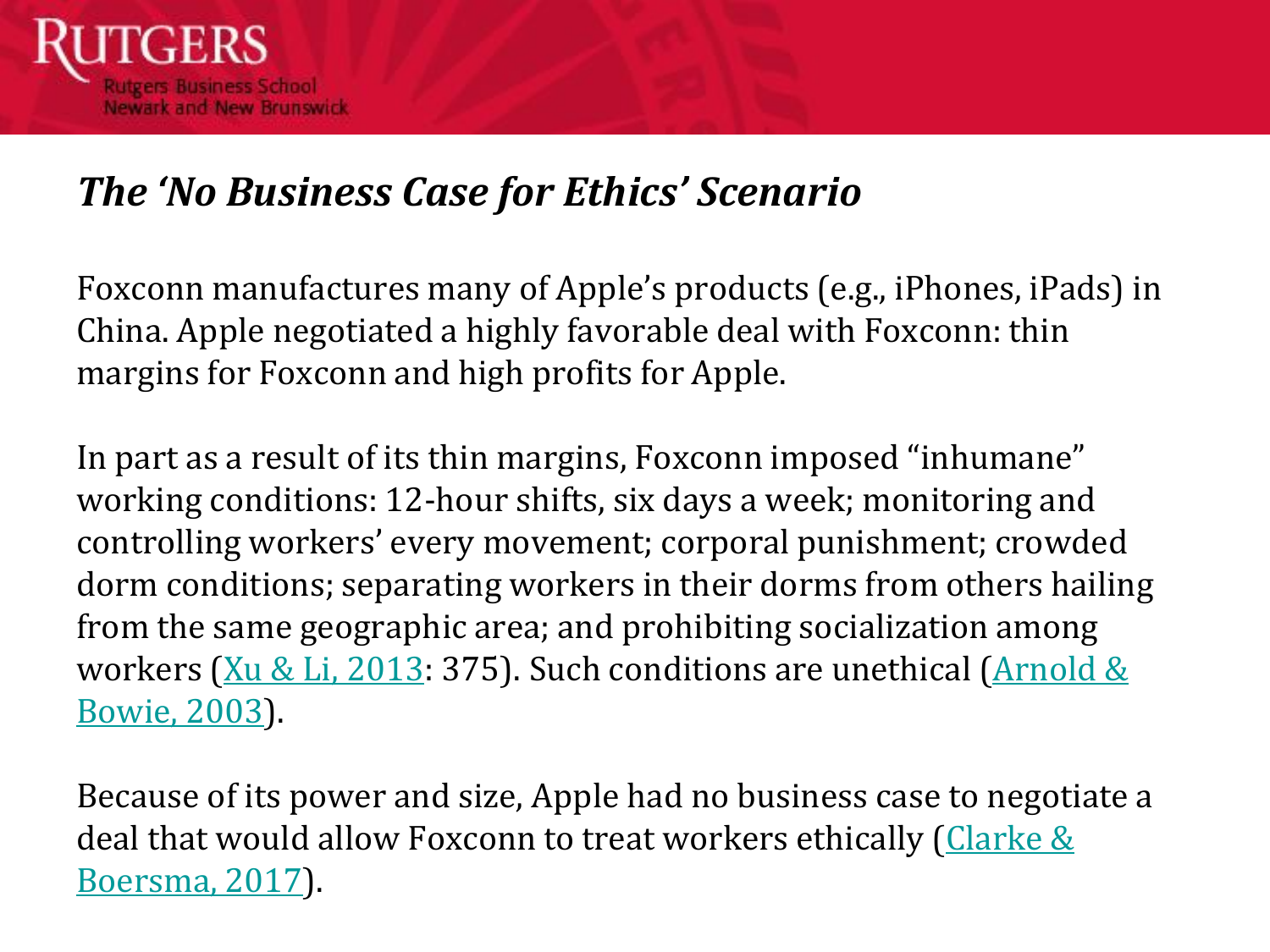## *The 'No Business Case for Ethics' Scenario*

Foxconn manufactures many of Apple's products (e.g., iPhones, iPads) in China. Apple negotiated a highly favorable deal with Foxconn: thin margins for Foxconn and high profits for Apple.

In part as a result of its thin margins, Foxconn imposed "inhumane" working conditions: 12-hour shifts, six days a week; monitoring and controlling workers' every movement; corporal punishment; crowded dorm conditions; separating workers in their dorms from others hailing from the same geographic area; and prohibiting socialization among workers (Xu & Li, 2013: 375). Such conditions are unethical (Arnold & Bowie, 2003).

Because of its power and size, Apple had no business case to negotiate a deal that would allow Foxconn to treat workers ethically (Clarke & Boersma, 2017).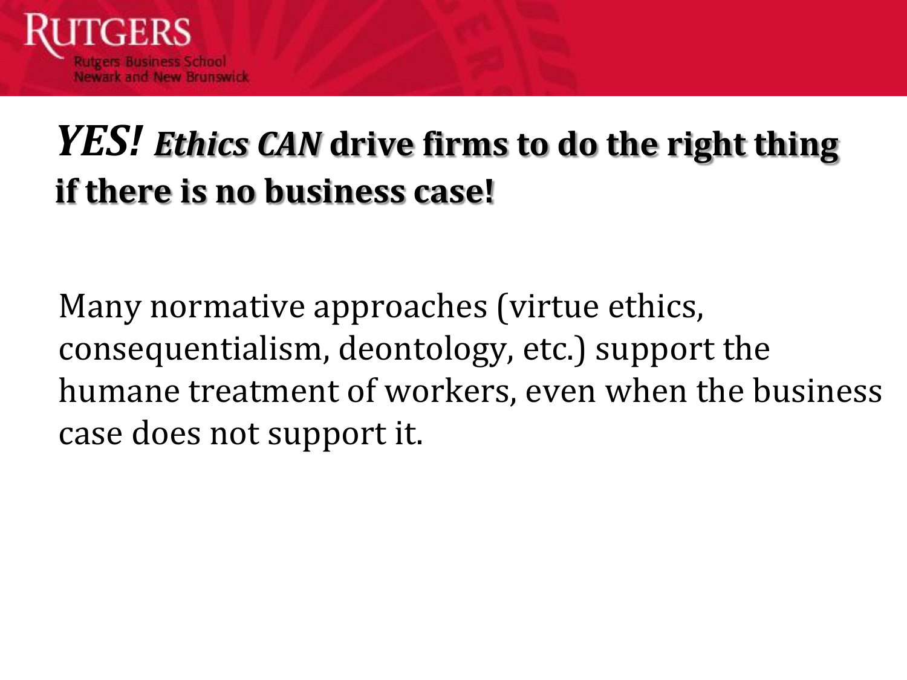# ***YES! Ethics CAN*** **drive firms to do the right thing if there is no business case!**

Many normative approaches (virtue ethics, consequentialism, deontology, etc.) support the humane treatment of workers, even when the business case does not support it.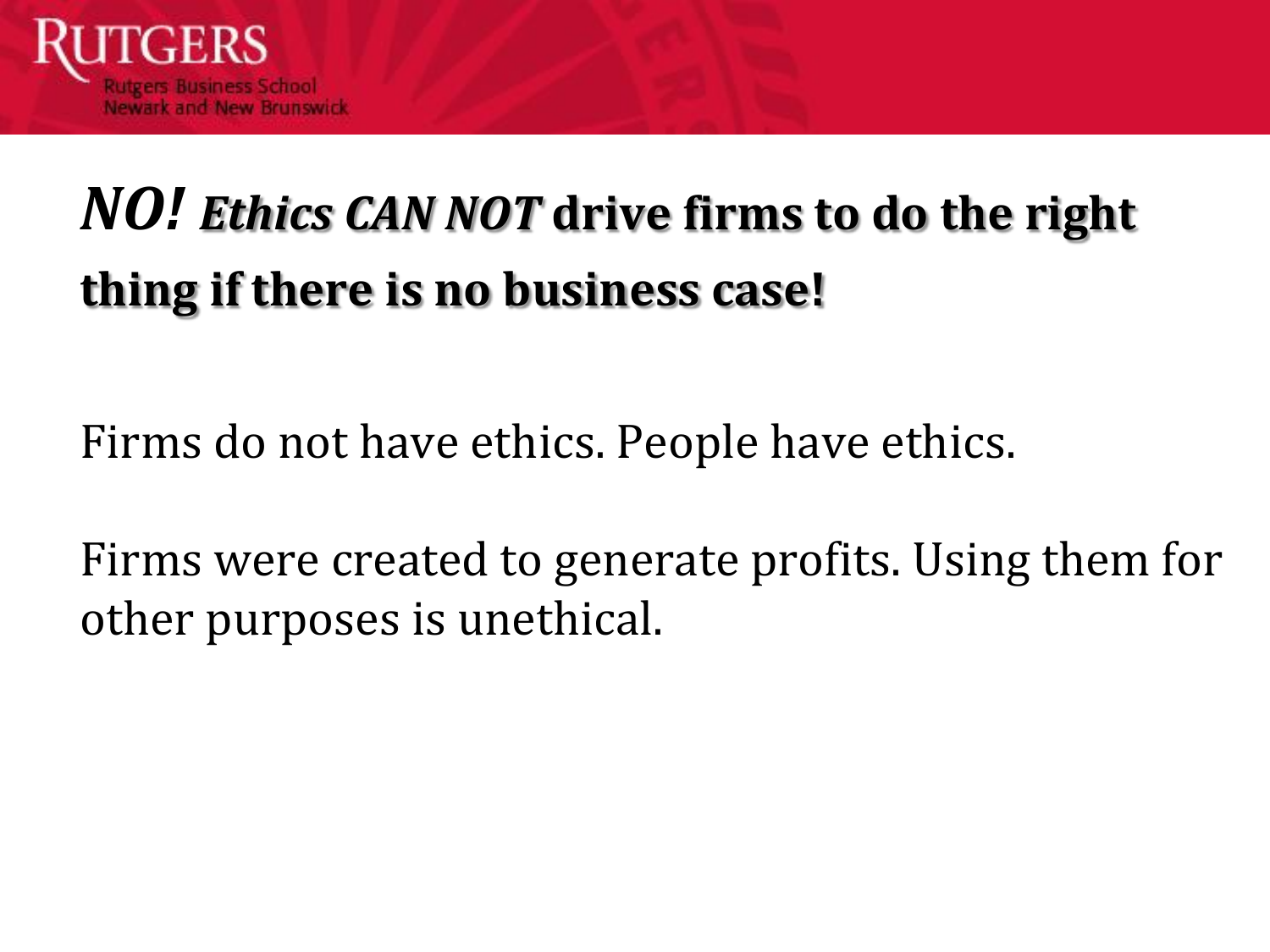## ***NO! Ethics CAN NOT* drive firms to do the right thing if there is no business case!**

Firms do not have ethics. People have ethics.

Firms were created to generate profits. Using them for other purposes is unethical.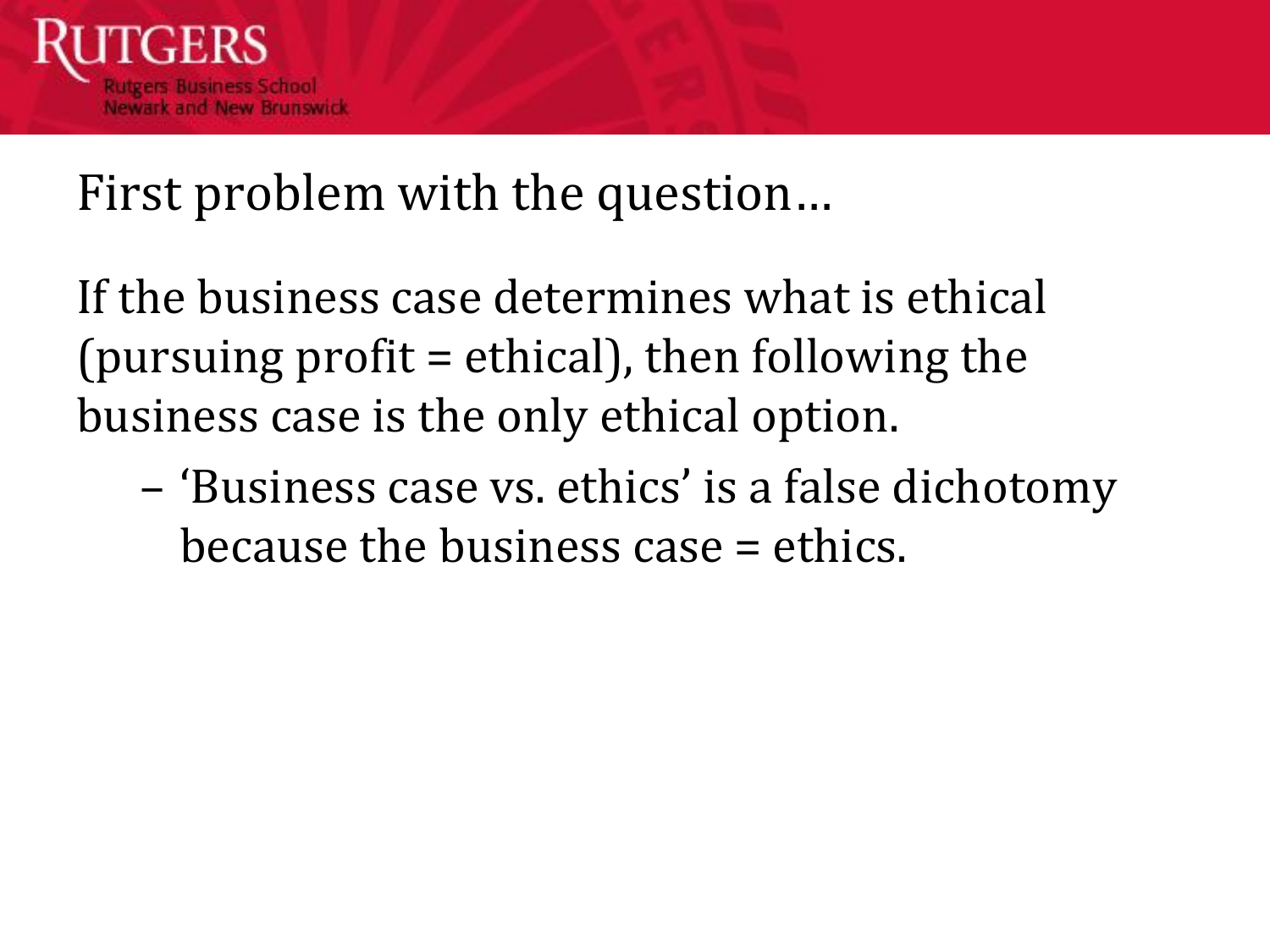## First problem with the question…

If the business case determines what is ethical (pursuing profit = ethical), then following the business case is the only ethical option.

- ‘Business case vs. ethics’ is a false dichotomy because the business case = ethics.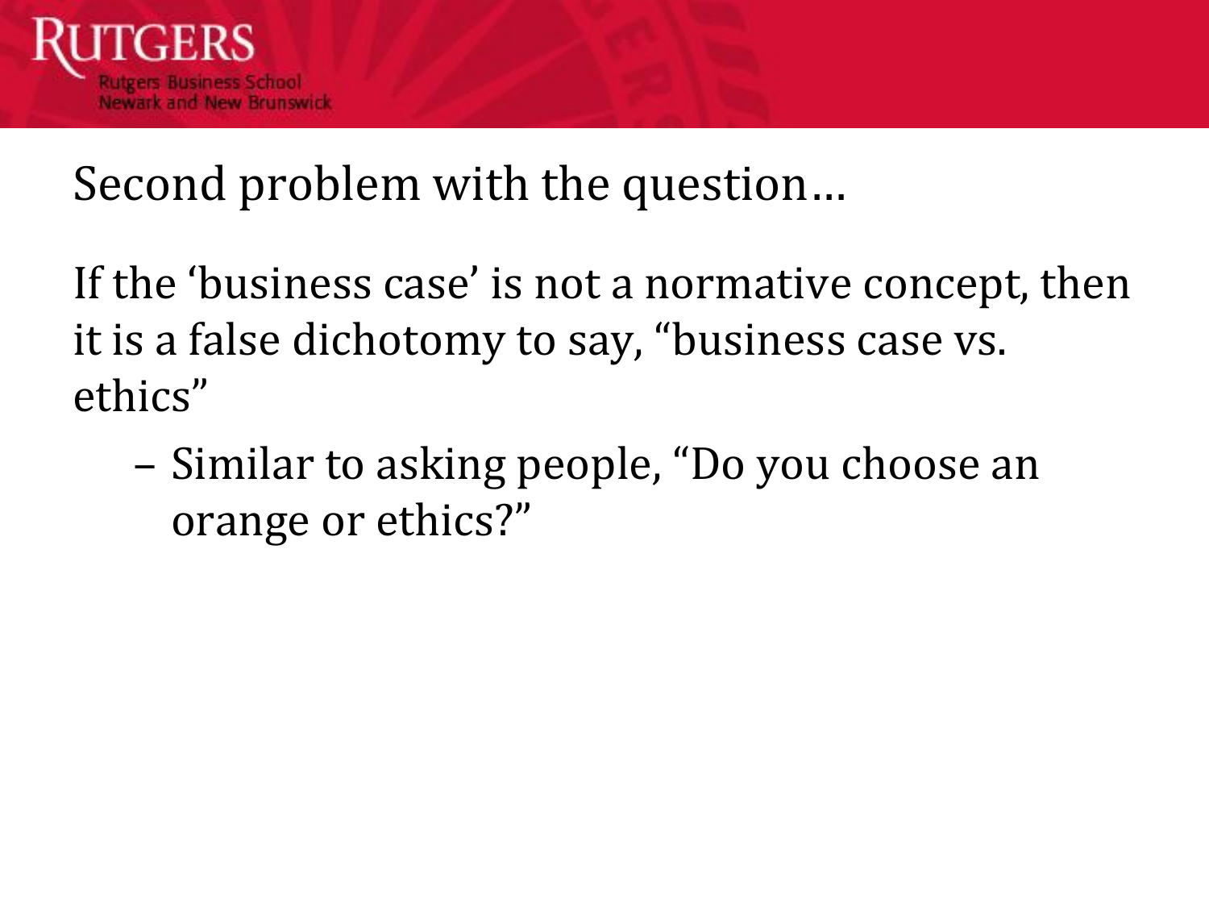## Second problem with the question…

If the ‘business case’ is not a normative concept, then it is a false dichotomy to say, “business case vs. ethics”

- Similar to asking people, “Do you choose an orange or ethics?”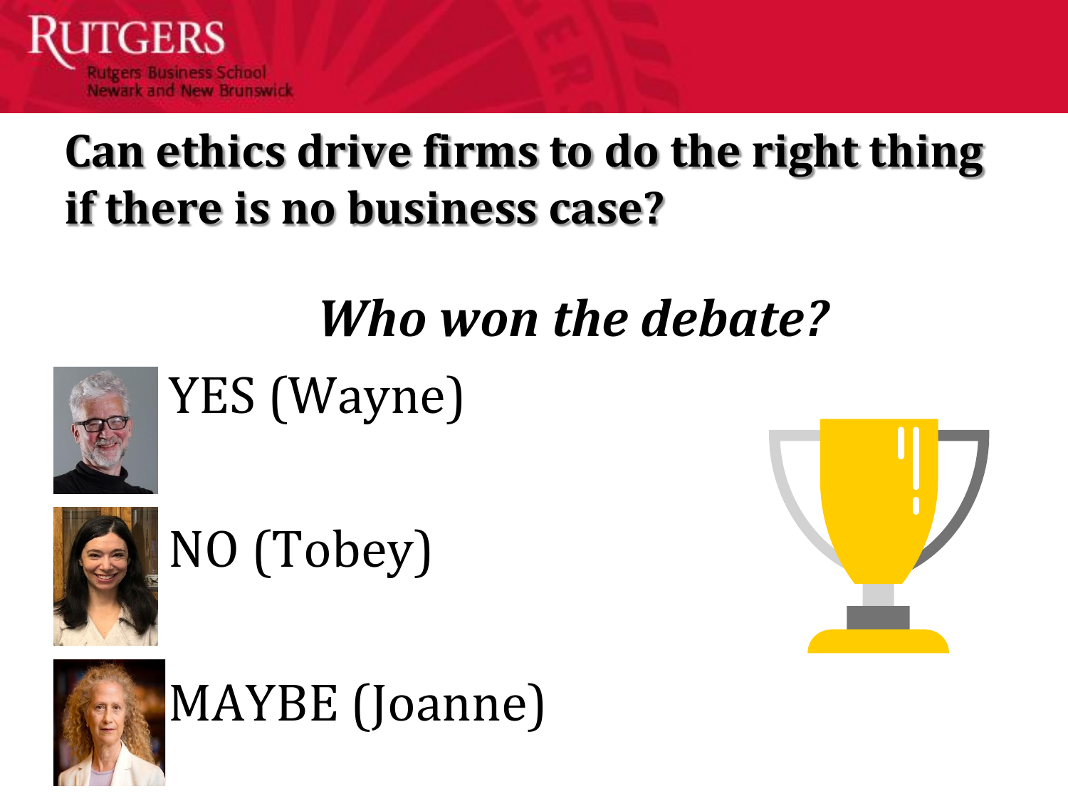# Can ethics drive firms to do the right thing if there is no business case?

## *Who won the debate?*

YES (Wayne)

NO (Tobey)

MAYBE (Joanne)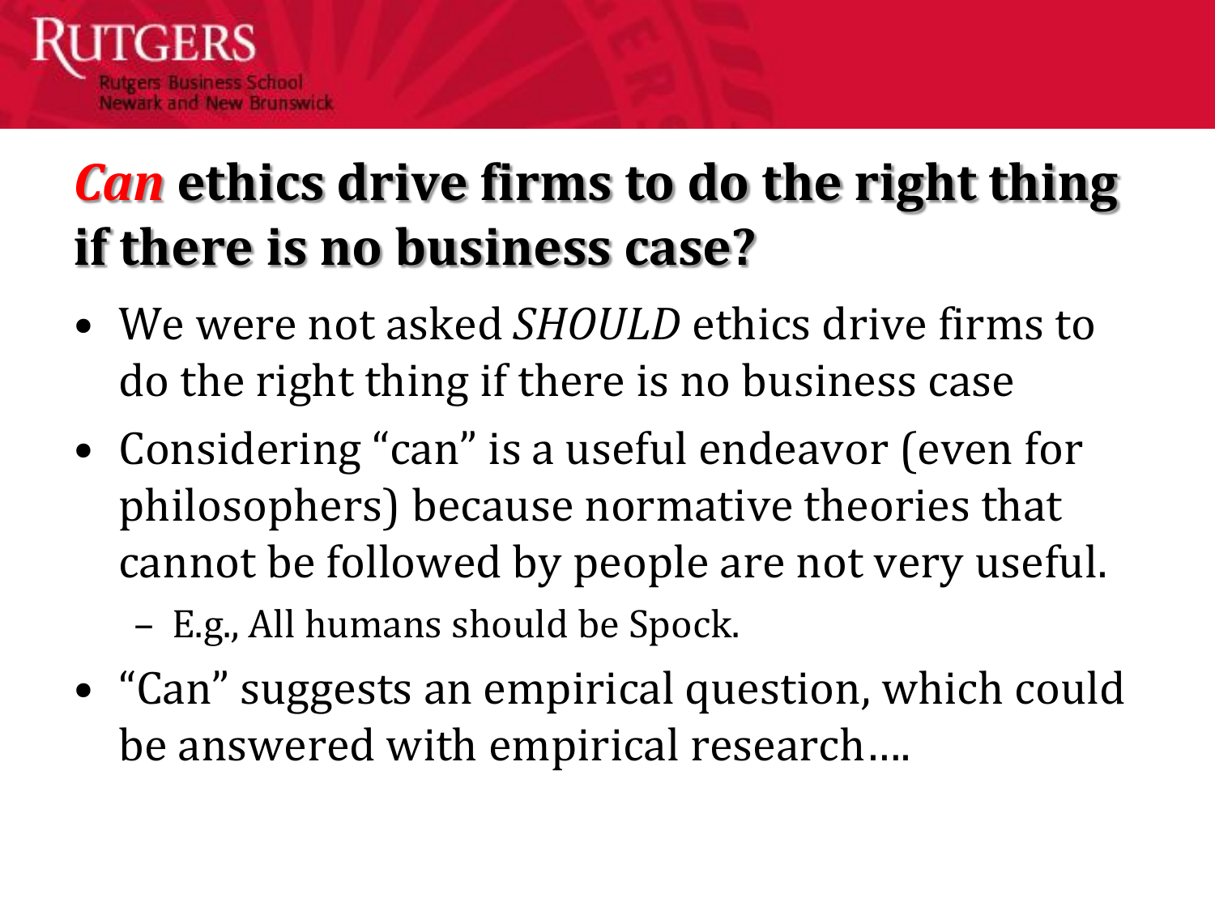# ***Can*** **ethics drive firms to do the right thing if there is no business case?**

- We were not asked *SHOULD* ethics drive firms to do the right thing if there is no business case
- Considering "can" is a useful endeavor (even for philosophers) because normative theories that cannot be followed by people are not very useful.
  - E.g., All humans should be Spock.
- "Can" suggests an empirical question, which could be answered with empirical research….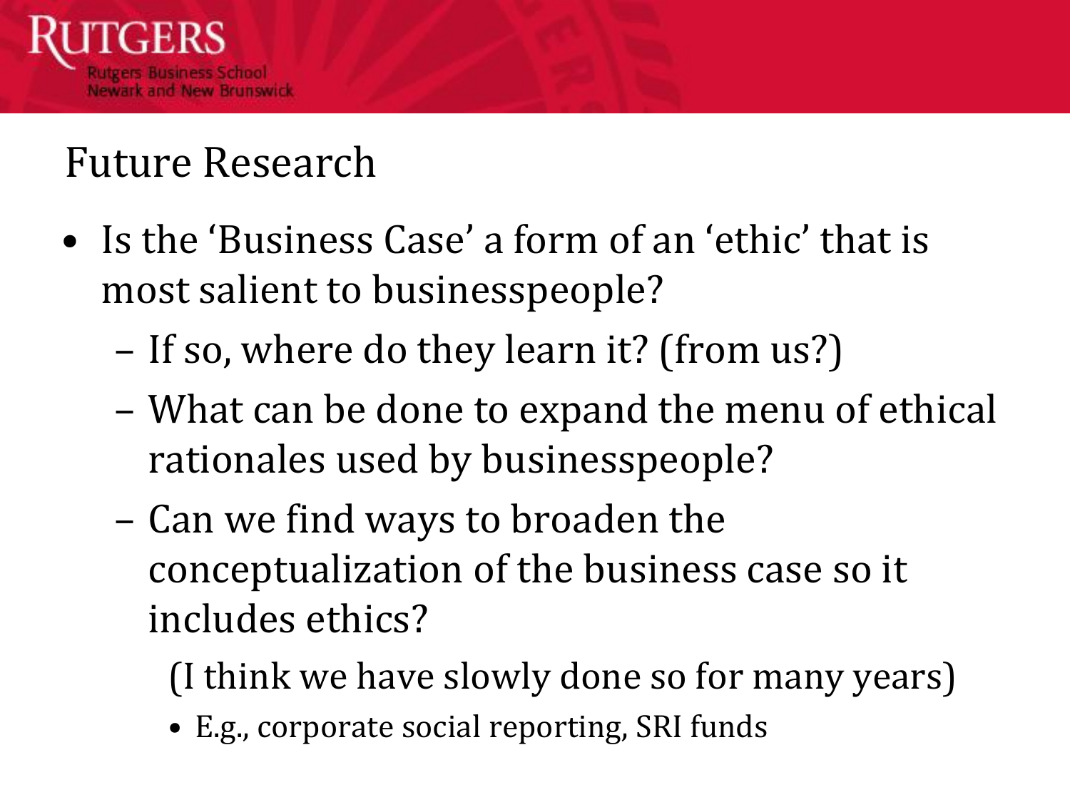## Future Research

- Is the 'Business Case' a form of an 'ethic' that is most salient to businesspeople?
  - If so, where do they learn it? (from us?)
  - What can be done to expand the menu of ethical rationales used by businesspeople?
  - Can we find ways to broaden the conceptualization of the business case so it includes ethics?

    (I think we have slowly done so for many years)

    - E.g., corporate social reporting, SRI funds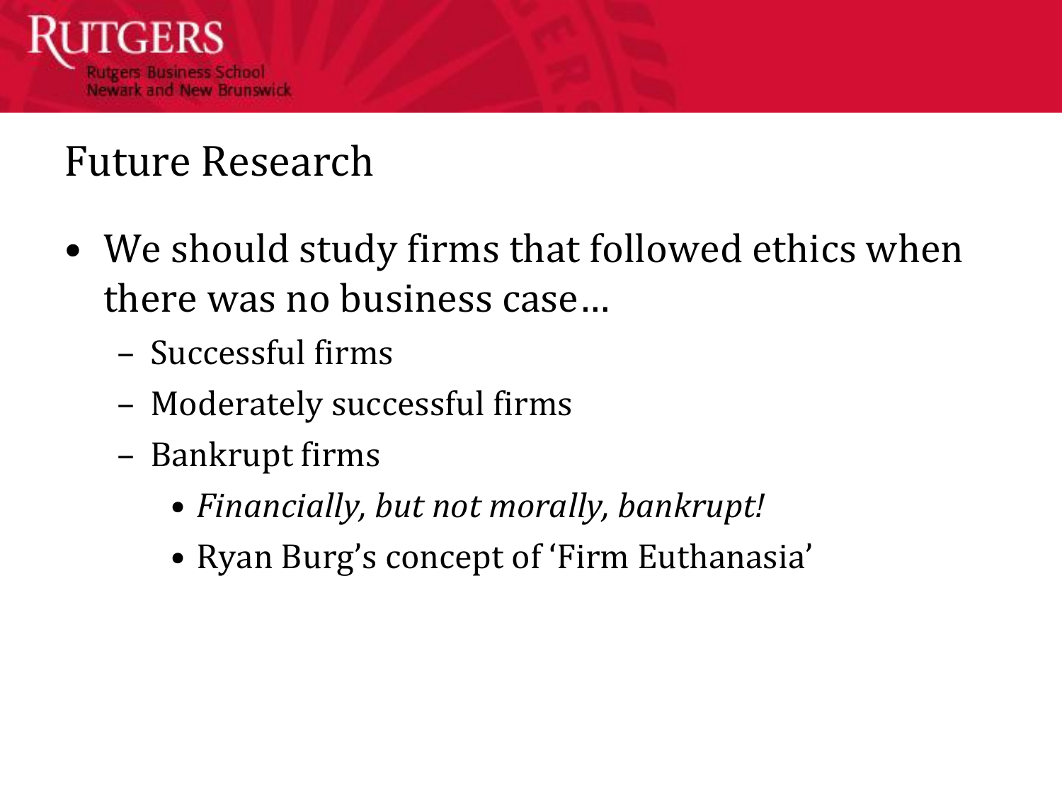# Future Research

- We should study firms that followed ethics when there was no business case…
  - Successful firms
  - Moderately successful firms
  - Bankrupt firms
    - *Financially, but not morally, bankrupt!*
    - Ryan Burg's concept of 'Firm Euthanasia'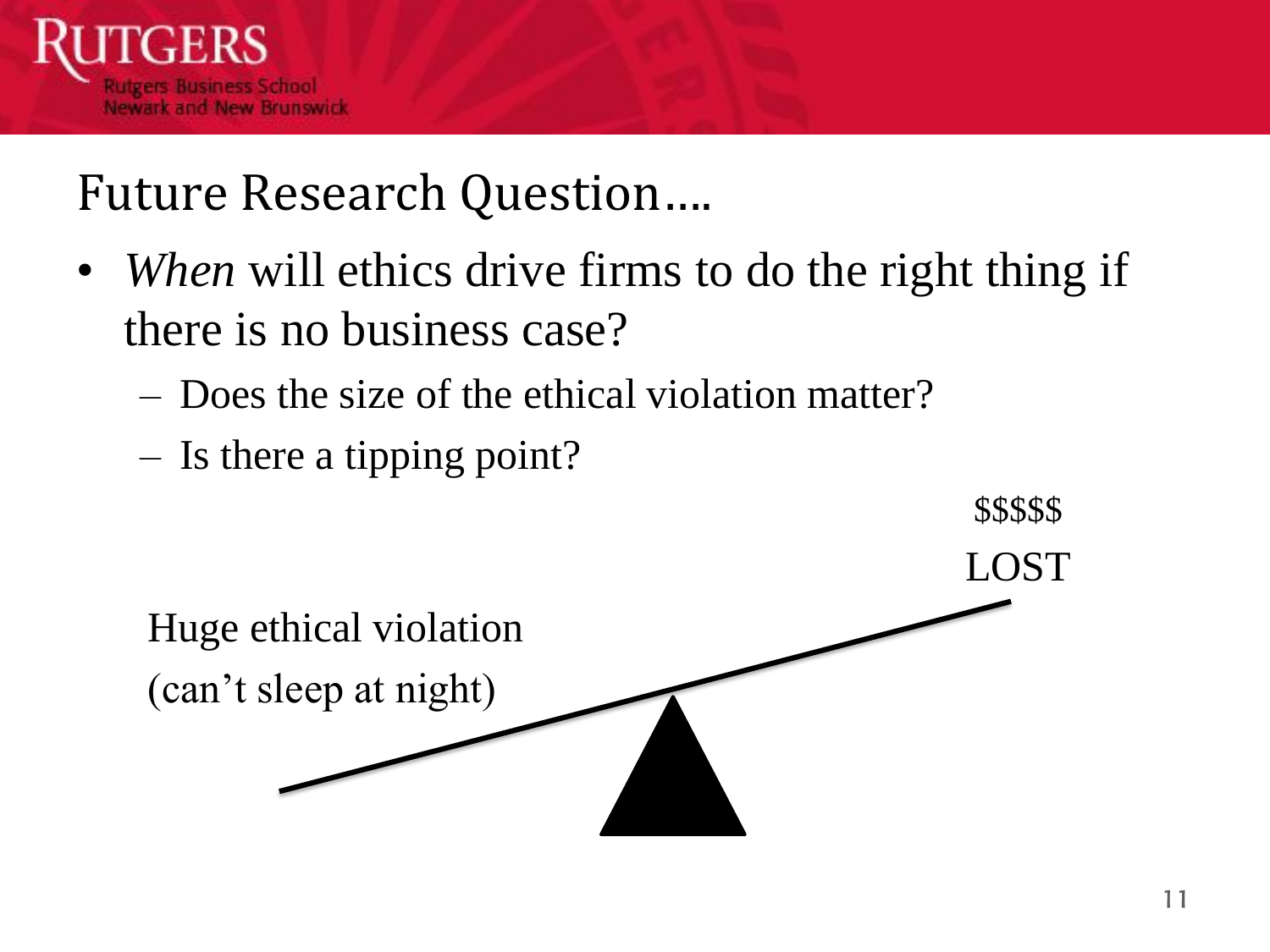# Future Research Question….

- *When* will ethics drive firms to do the right thing if there is no business case?
  - Does the size of the ethical violation matter?
  - Is there a tipping point?

Huge ethical violation
(can't sleep at night)

$$$$$
LOST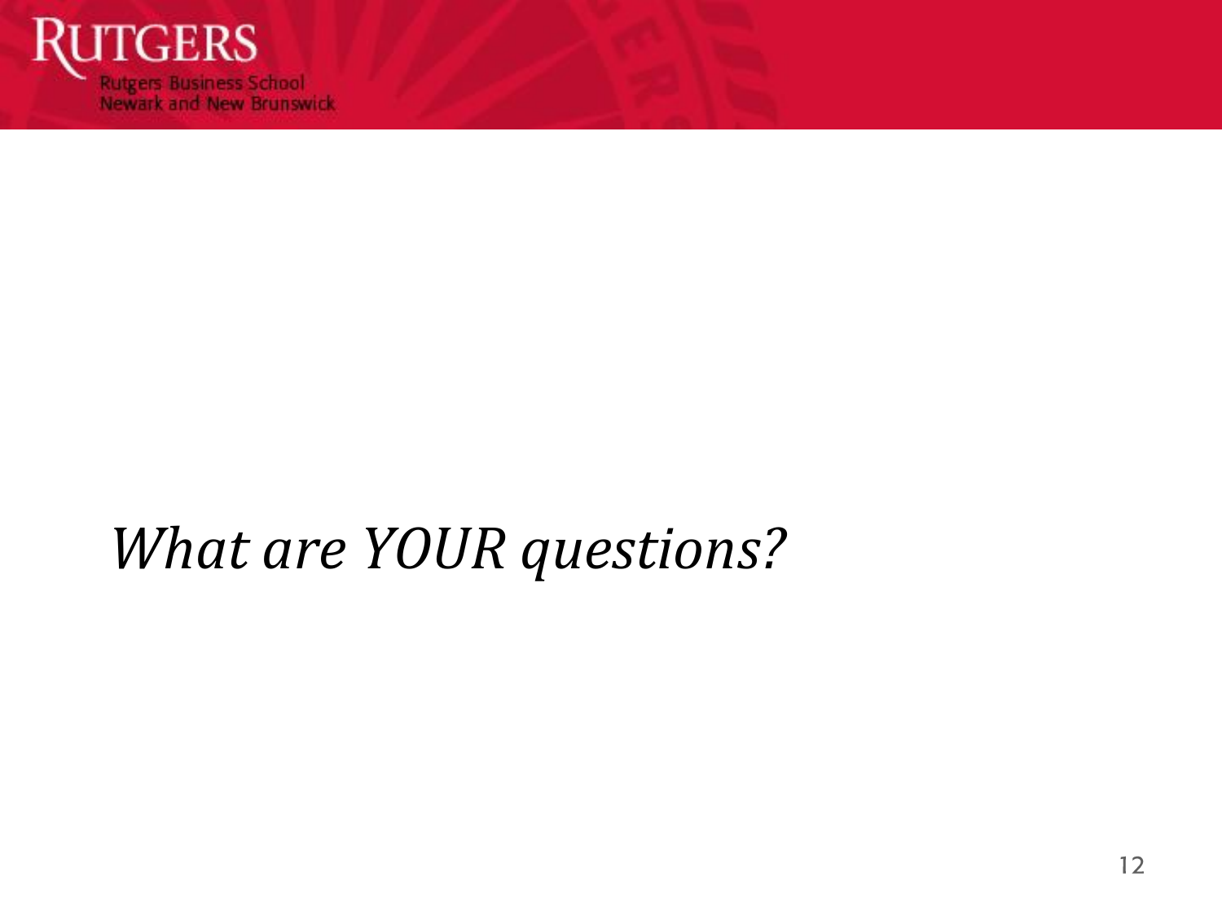*What are YOUR questions?*